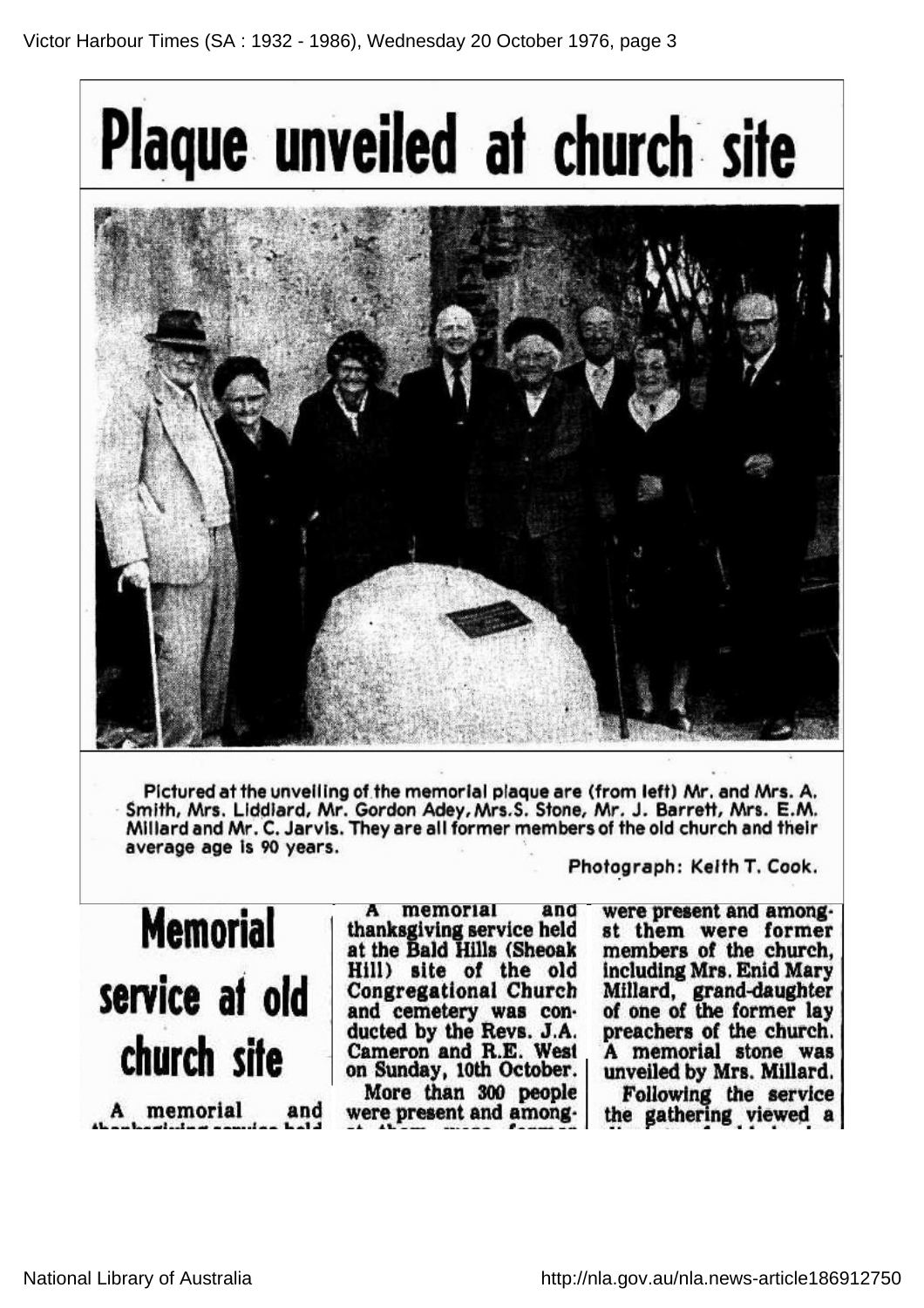# Plaque unveiled at church site

Pictured at the unveiling of the memorial plaque are (from left) Mr. and Mrs. A. Smith, Mrs. Liddlard, Mr. Gordon Adey, Mrs. S. Stone, Mr. J. Barrett, Mrs. E.M. Millard and Mr. C. Jarvis. They are all former members of the old church and their average age is 90 years.

Photograph: Keith T. Cook.

## Memorial service at old church site

A memorial and thanksgiving service held at the Bald Hills (Sheoak Hill) site of the old Congregational Church and cemetery was conducted by the Revs. J.A. Cameron and R.E. West on Sunday, 10th October.

More than 300 people were present and amongst them were former members of the church, including Mrs. Enid Mary Millard, grand-daughter of one of the former lay preachers of the church. A memorial stone was unveiled by Mrs. Millard.

Following the service the gathering viewed a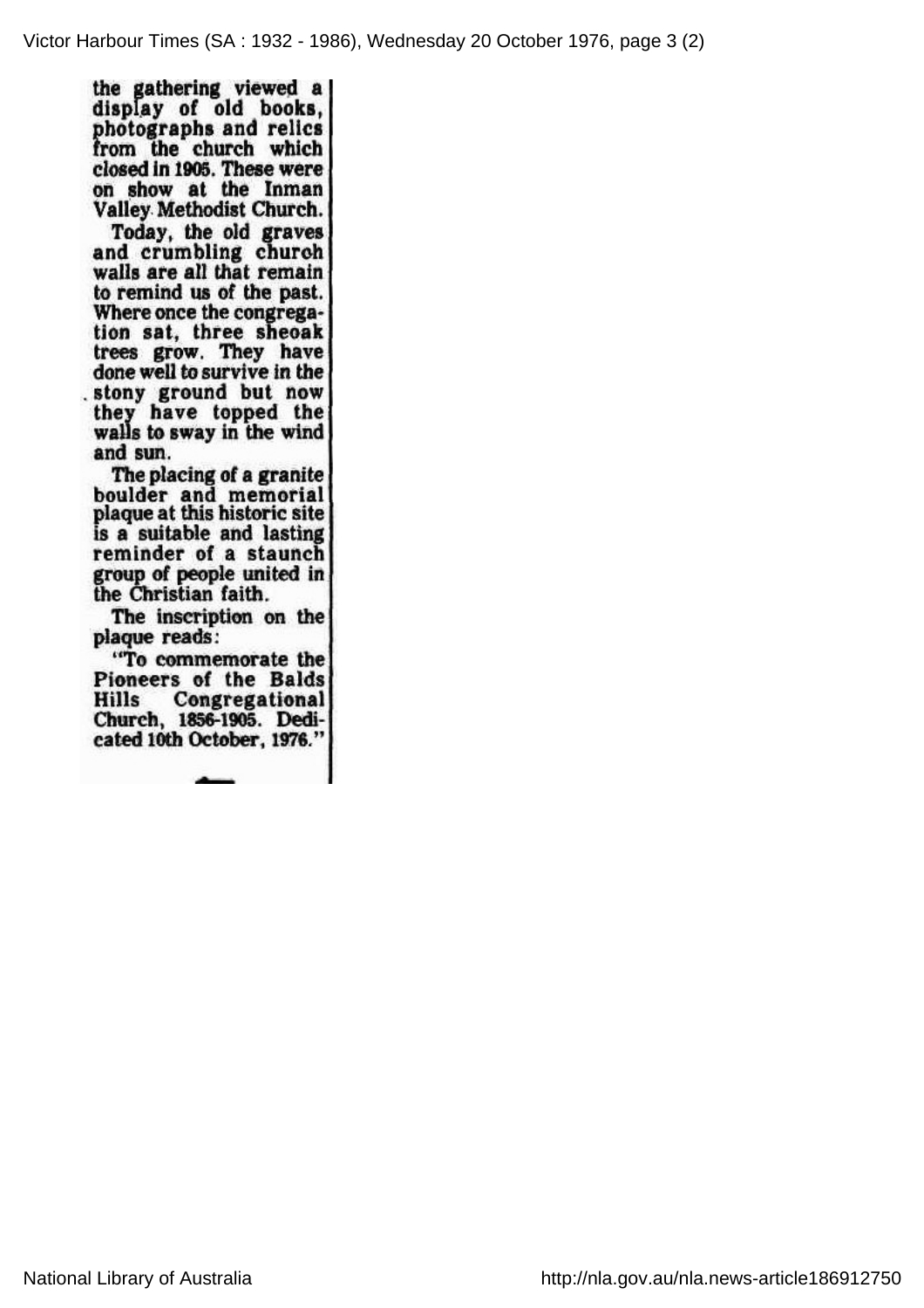the gathering viewed a display of old books, photographs and relics from the church which closed in 1905. These were on show at the Inman Valley Methodist Church.

Today, the old graves and crumbling church walls are all that remain to remind us of the past. Where once the congregation sat, three sheoak trees grow. They have done well to survive in the stony ground but now they have topped the walls to sway in the wind and sun.

The placing of a granite boulder and memorial plaque at this historic site is a suitable and lasting reminder of a staunch group of people united in the Christian faith.

The inscription on the plaque reads:

"To commemorate the Pioneers of the Balds Hills Congregational Church, 1856-1905. Dedicated 10th October, 1976."